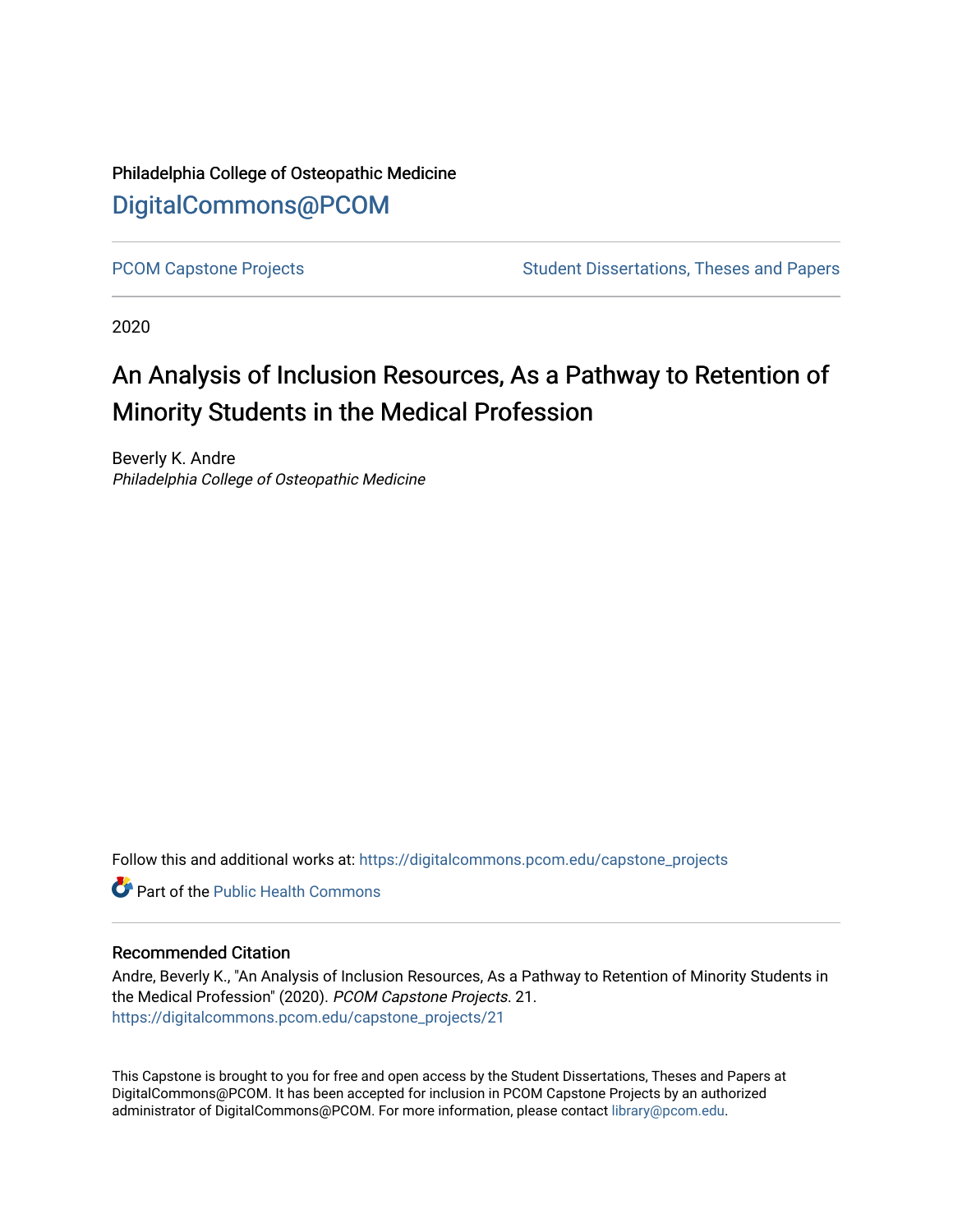Philadelphia College of Osteopathic Medicine

DigitalCommons@PCOM

PCOM Capstone Projects | Student Dissertations, Theses and Papers

2020

# An Analysis of Inclusion Resources, As a Pathway to Retention of Minority Students in the Medical Profession

Beverly K. Andre
*Philadelphia College of Osteopathic Medicine*

Follow this and additional works at: https://digitalcommons.pcom.edu/capstone_projects

Part of the Public Health Commons

## Recommended Citation

Andre, Beverly K., "An Analysis of Inclusion Resources, As a Pathway to Retention of Minority Students in the Medical Profession" (2020). *PCOM Capstone Projects*. 21.
https://digitalcommons.pcom.edu/capstone_projects/21

This Capstone is brought to you for free and open access by the Student Dissertations, Theses and Papers at DigitalCommons@PCOM. It has been accepted for inclusion in PCOM Capstone Projects by an authorized administrator of DigitalCommons@PCOM. For more information, please contact library@pcom.edu.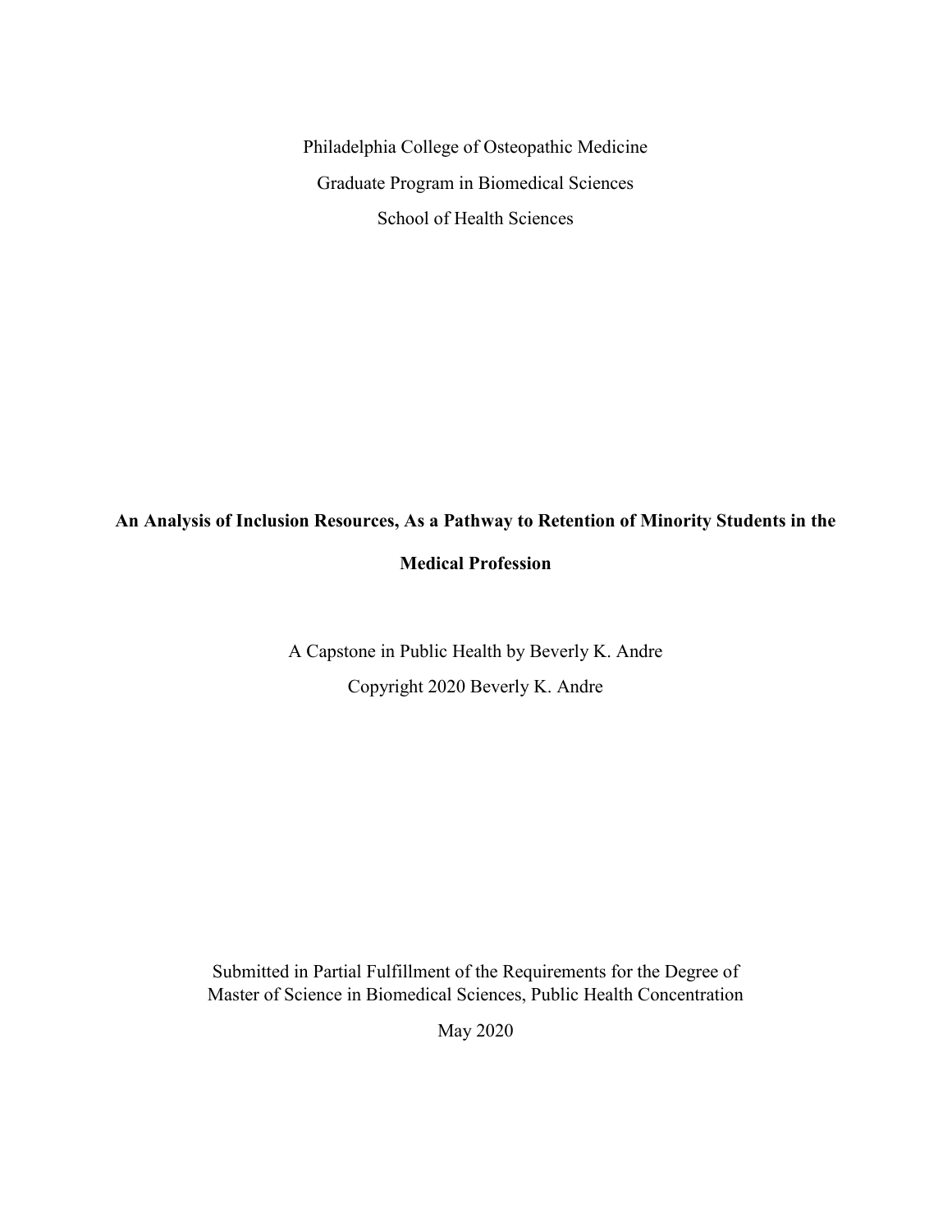Philadelphia College of Osteopathic Medicine

Graduate Program in Biomedical Sciences

School of Health Sciences

**An Analysis of Inclusion Resources, As a Pathway to Retention of Minority Students in the Medical Profession**

A Capstone in Public Health by Beverly K. Andre

Copyright 2020 Beverly K. Andre

Submitted in Partial Fulfillment of the Requirements for the Degree of Master of Science in Biomedical Sciences, Public Health Concentration

May 2020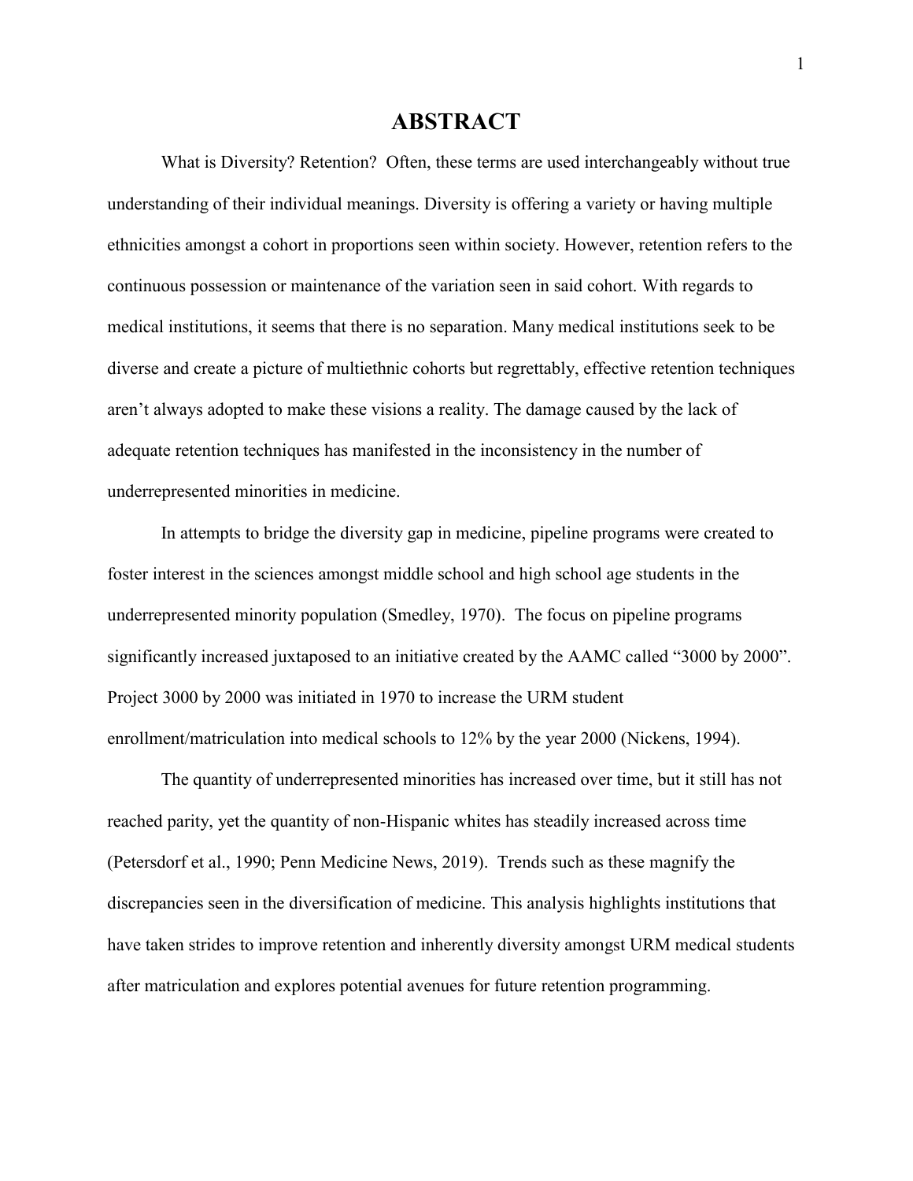# ABSTRACT

What is Diversity? Retention? Often, these terms are used interchangeably without true understanding of their individual meanings. Diversity is offering a variety or having multiple ethnicities amongst a cohort in proportions seen within society. However, retention refers to the continuous possession or maintenance of the variation seen in said cohort. With regards to medical institutions, it seems that there is no separation. Many medical institutions seek to be diverse and create a picture of multiethnic cohorts but regrettably, effective retention techniques aren't always adopted to make these visions a reality. The damage caused by the lack of adequate retention techniques has manifested in the inconsistency in the number of underrepresented minorities in medicine.

In attempts to bridge the diversity gap in medicine, pipeline programs were created to foster interest in the sciences amongst middle school and high school age students in the underrepresented minority population (Smedley, 1970). The focus on pipeline programs significantly increased juxtaposed to an initiative created by the AAMC called "3000 by 2000". Project 3000 by 2000 was initiated in 1970 to increase the URM student enrollment/matriculation into medical schools to 12% by the year 2000 (Nickens, 1994).

The quantity of underrepresented minorities has increased over time, but it still has not reached parity, yet the quantity of non-Hispanic whites has steadily increased across time (Petersdorf et al., 1990; Penn Medicine News, 2019). Trends such as these magnify the discrepancies seen in the diversification of medicine. This analysis highlights institutions that have taken strides to improve retention and inherently diversity amongst URM medical students after matriculation and explores potential avenues for future retention programming.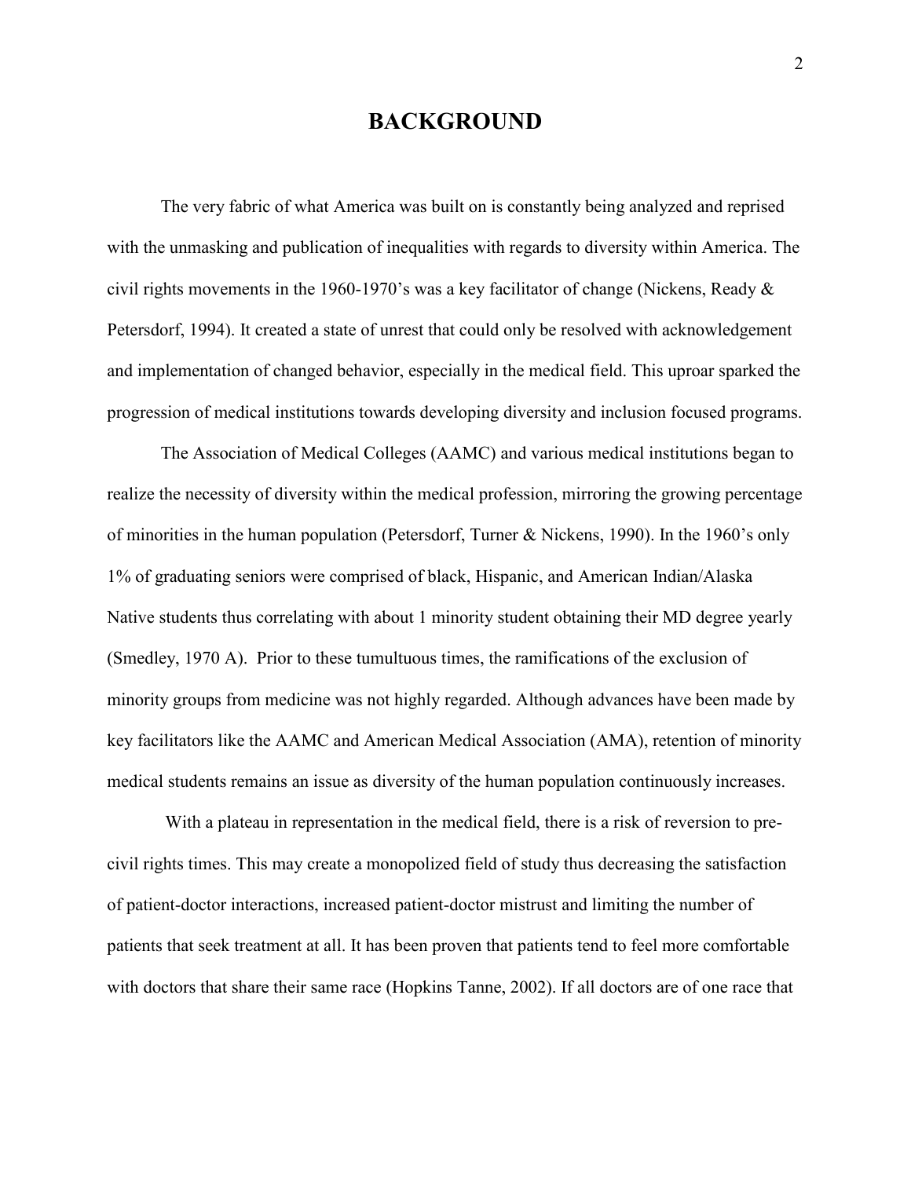# BACKGROUND

The very fabric of what America was built on is constantly being analyzed and reprised with the unmasking and publication of inequalities with regards to diversity within America. The civil rights movements in the 1960-1970's was a key facilitator of change (Nickens, Ready & Petersdorf, 1994). It created a state of unrest that could only be resolved with acknowledgement and implementation of changed behavior, especially in the medical field. This uproar sparked the progression of medical institutions towards developing diversity and inclusion focused programs.

The Association of Medical Colleges (AAMC) and various medical institutions began to realize the necessity of diversity within the medical profession, mirroring the growing percentage of minorities in the human population (Petersdorf, Turner & Nickens, 1990). In the 1960's only 1% of graduating seniors were comprised of black, Hispanic, and American Indian/Alaska Native students thus correlating with about 1 minority student obtaining their MD degree yearly (Smedley, 1970 A). Prior to these tumultuous times, the ramifications of the exclusion of minority groups from medicine was not highly regarded. Although advances have been made by key facilitators like the AAMC and American Medical Association (AMA), retention of minority medical students remains an issue as diversity of the human population continuously increases.

With a plateau in representation in the medical field, there is a risk of reversion to pre-civil rights times. This may create a monopolized field of study thus decreasing the satisfaction of patient-doctor interactions, increased patient-doctor mistrust and limiting the number of patients that seek treatment at all. It has been proven that patients tend to feel more comfortable with doctors that share their same race (Hopkins Tanne, 2002). If all doctors are of one race that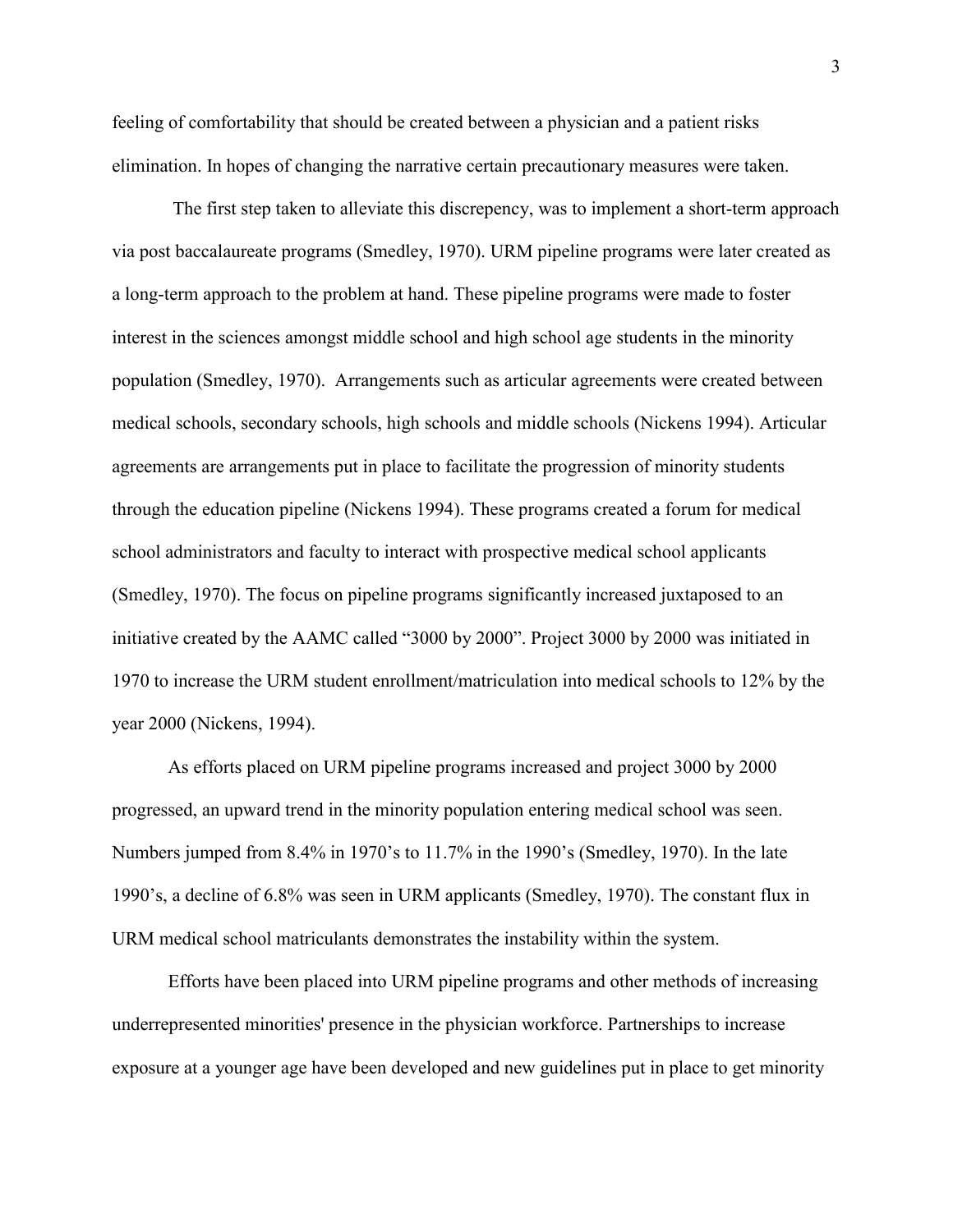feeling of comfortability that should be created between a physician and a patient risks elimination. In hopes of changing the narrative certain precautionary measures were taken.

The first step taken to alleviate this discrepency, was to implement a short-term approach via post baccalaureate programs (Smedley, 1970). URM pipeline programs were later created as a long-term approach to the problem at hand. These pipeline programs were made to foster interest in the sciences amongst middle school and high school age students in the minority population (Smedley, 1970). Arrangements such as articular agreements were created between medical schools, secondary schools, high schools and middle schools (Nickens 1994). Articular agreements are arrangements put in place to facilitate the progression of minority students through the education pipeline (Nickens 1994). These programs created a forum for medical school administrators and faculty to interact with prospective medical school applicants (Smedley, 1970). The focus on pipeline programs significantly increased juxtaposed to an initiative created by the AAMC called "3000 by 2000". Project 3000 by 2000 was initiated in 1970 to increase the URM student enrollment/matriculation into medical schools to 12% by the year 2000 (Nickens, 1994).

As efforts placed on URM pipeline programs increased and project 3000 by 2000 progressed, an upward trend in the minority population entering medical school was seen. Numbers jumped from 8.4% in 1970's to 11.7% in the 1990's (Smedley, 1970). In the late 1990's, a decline of 6.8% was seen in URM applicants (Smedley, 1970). The constant flux in URM medical school matriculants demonstrates the instability within the system.

Efforts have been placed into URM pipeline programs and other methods of increasing underrepresented minorities' presence in the physician workforce. Partnerships to increase exposure at a younger age have been developed and new guidelines put in place to get minority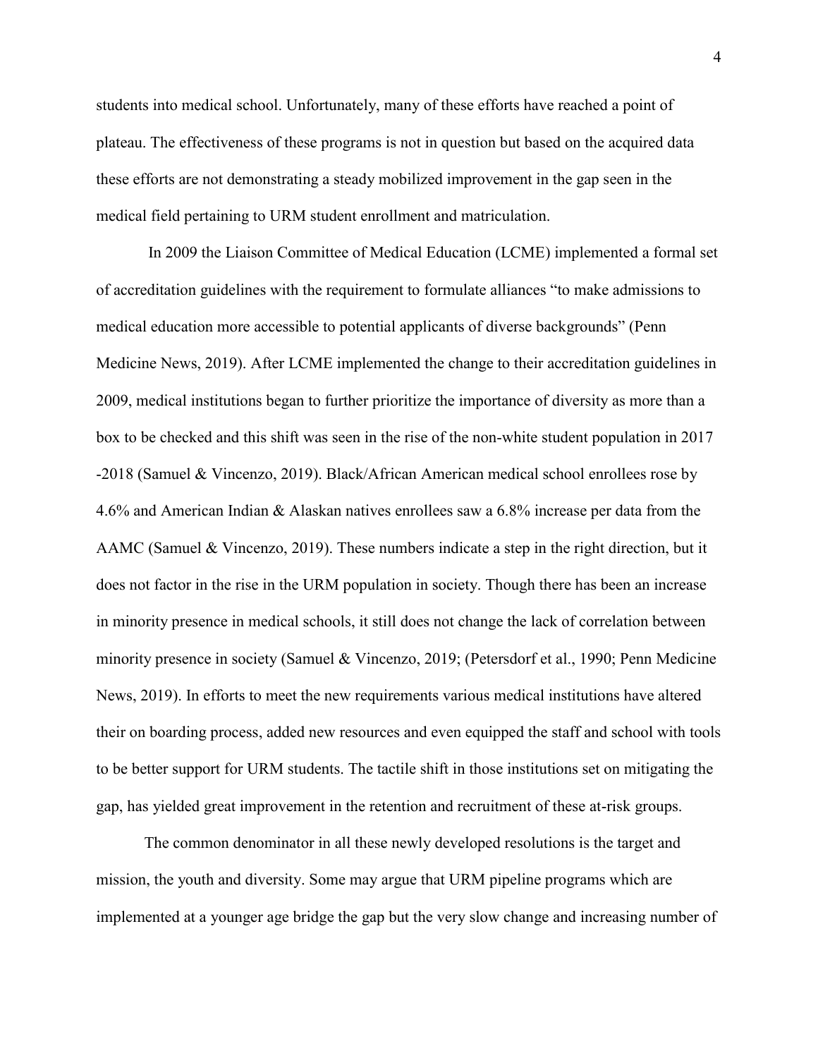students into medical school. Unfortunately, many of these efforts have reached a point of plateau. The effectiveness of these programs is not in question but based on the acquired data these efforts are not demonstrating a steady mobilized improvement in the gap seen in the medical field pertaining to URM student enrollment and matriculation.

In 2009 the Liaison Committee of Medical Education (LCME) implemented a formal set of accreditation guidelines with the requirement to formulate alliances "to make admissions to medical education more accessible to potential applicants of diverse backgrounds" (Penn Medicine News, 2019). After LCME implemented the change to their accreditation guidelines in 2009, medical institutions began to further prioritize the importance of diversity as more than a box to be checked and this shift was seen in the rise of the non-white student population in 2017 -2018 (Samuel & Vincenzo, 2019). Black/African American medical school enrollees rose by 4.6% and American Indian & Alaskan natives enrollees saw a 6.8% increase per data from the AAMC (Samuel & Vincenzo, 2019). These numbers indicate a step in the right direction, but it does not factor in the rise in the URM population in society. Though there has been an increase in minority presence in medical schools, it still does not change the lack of correlation between minority presence in society (Samuel & Vincenzo, 2019; (Petersdorf et al., 1990; Penn Medicine News, 2019). In efforts to meet the new requirements various medical institutions have altered their on boarding process, added new resources and even equipped the staff and school with tools to be better support for URM students. The tactile shift in those institutions set on mitigating the gap, has yielded great improvement in the retention and recruitment of these at-risk groups.

The common denominator in all these newly developed resolutions is the target and mission, the youth and diversity. Some may argue that URM pipeline programs which are implemented at a younger age bridge the gap but the very slow change and increasing number of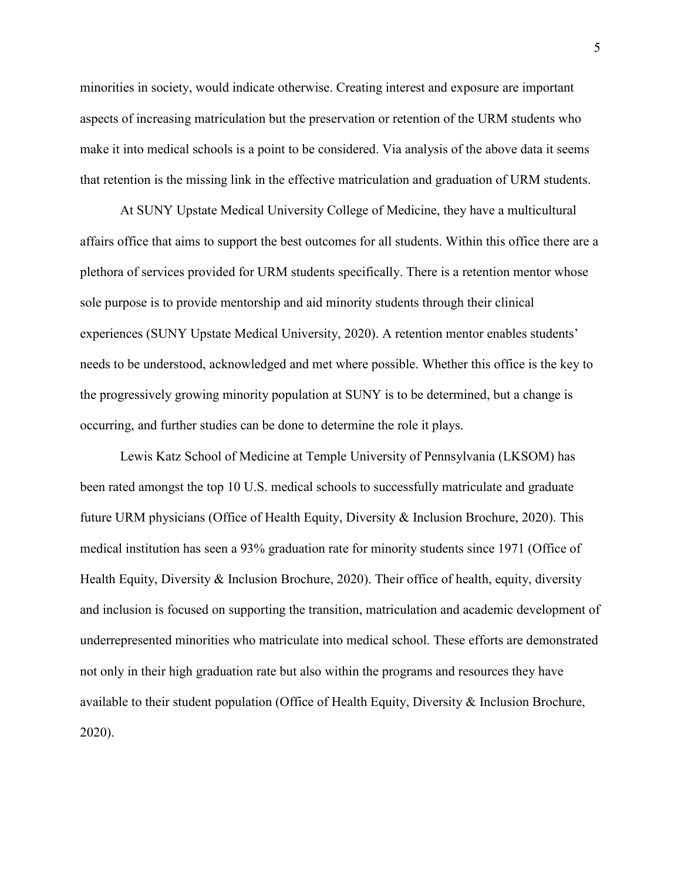minorities in society, would indicate otherwise. Creating interest and exposure are important aspects of increasing matriculation but the preservation or retention of the URM students who make it into medical schools is a point to be considered. Via analysis of the above data it seems that retention is the missing link in the effective matriculation and graduation of URM students.

At SUNY Upstate Medical University College of Medicine, they have a multicultural affairs office that aims to support the best outcomes for all students. Within this office there are a plethora of services provided for URM students specifically. There is a retention mentor whose sole purpose is to provide mentorship and aid minority students through their clinical experiences (SUNY Upstate Medical University, 2020). A retention mentor enables students' needs to be understood, acknowledged and met where possible. Whether this office is the key to the progressively growing minority population at SUNY is to be determined, but a change is occurring, and further studies can be done to determine the role it plays.

Lewis Katz School of Medicine at Temple University of Pennsylvania (LKSOM) has been rated amongst the top 10 U.S. medical schools to successfully matriculate and graduate future URM physicians (Office of Health Equity, Diversity & Inclusion Brochure, 2020). This medical institution has seen a 93% graduation rate for minority students since 1971 (Office of Health Equity, Diversity & Inclusion Brochure, 2020). Their office of health, equity, diversity and inclusion is focused on supporting the transition, matriculation and academic development of underrepresented minorities who matriculate into medical school. These efforts are demonstrated not only in their high graduation rate but also within the programs and resources they have available to their student population (Office of Health Equity, Diversity & Inclusion Brochure, 2020).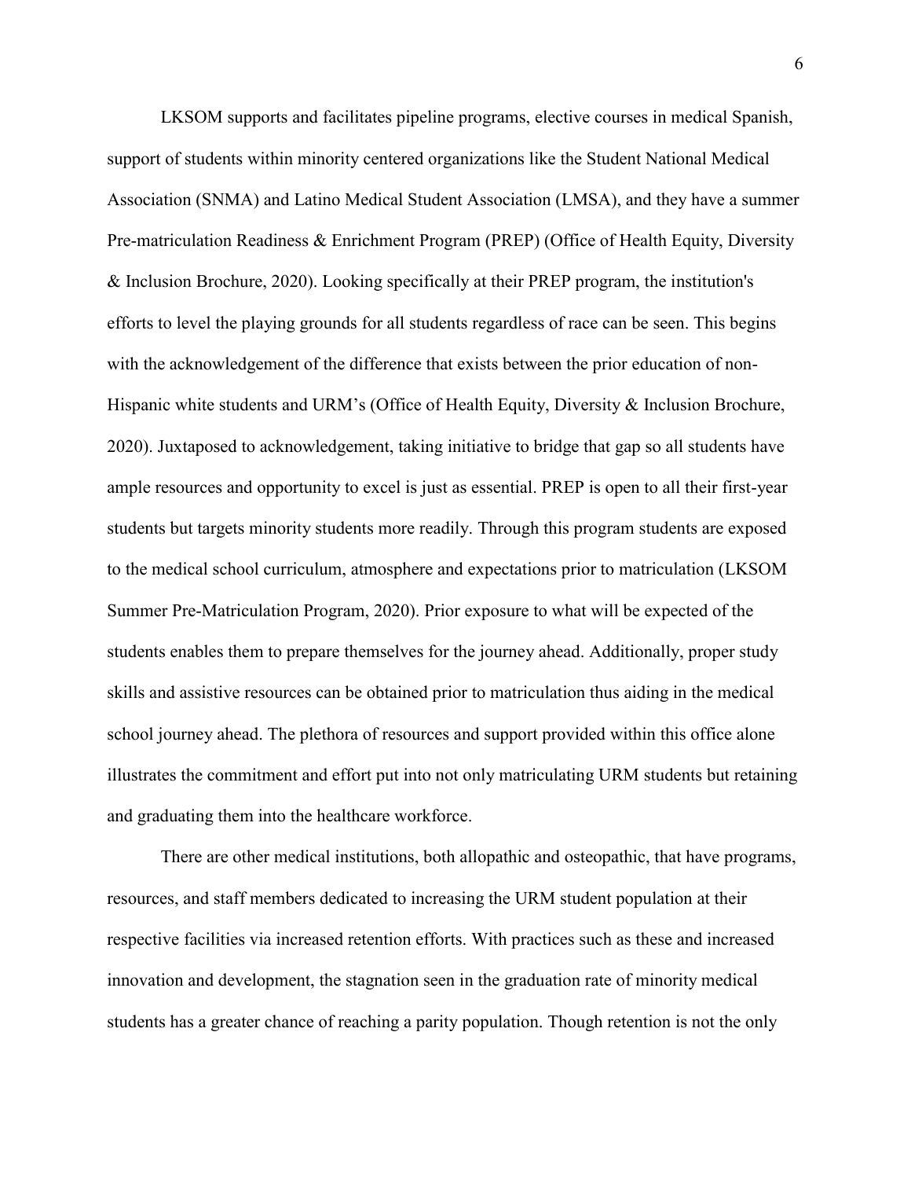LKSOM supports and facilitates pipeline programs, elective courses in medical Spanish, support of students within minority centered organizations like the Student National Medical Association (SNMA) and Latino Medical Student Association (LMSA), and they have a summer Pre-matriculation Readiness & Enrichment Program (PREP) (Office of Health Equity, Diversity & Inclusion Brochure, 2020). Looking specifically at their PREP program, the institution's efforts to level the playing grounds for all students regardless of race can be seen. This begins with the acknowledgement of the difference that exists between the prior education of non-Hispanic white students and URM's (Office of Health Equity, Diversity & Inclusion Brochure, 2020). Juxtaposed to acknowledgement, taking initiative to bridge that gap so all students have ample resources and opportunity to excel is just as essential. PREP is open to all their first-year students but targets minority students more readily. Through this program students are exposed to the medical school curriculum, atmosphere and expectations prior to matriculation (LKSOM Summer Pre-Matriculation Program, 2020). Prior exposure to what will be expected of the students enables them to prepare themselves for the journey ahead. Additionally, proper study skills and assistive resources can be obtained prior to matriculation thus aiding in the medical school journey ahead. The plethora of resources and support provided within this office alone illustrates the commitment and effort put into not only matriculating URM students but retaining and graduating them into the healthcare workforce.

There are other medical institutions, both allopathic and osteopathic, that have programs, resources, and staff members dedicated to increasing the URM student population at their respective facilities via increased retention efforts. With practices such as these and increased innovation and development, the stagnation seen in the graduation rate of minority medical students has a greater chance of reaching a parity population. Though retention is not the only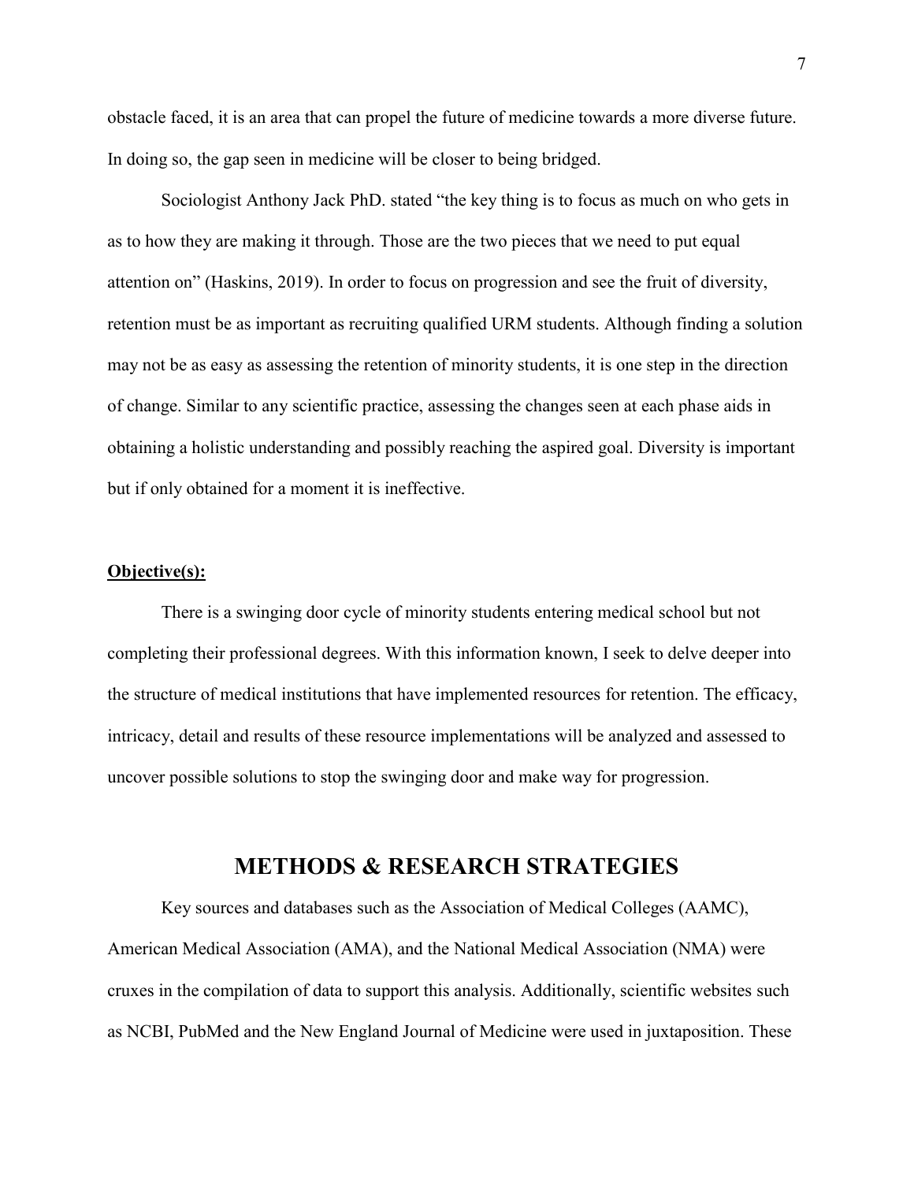obstacle faced, it is an area that can propel the future of medicine towards a more diverse future. In doing so, the gap seen in medicine will be closer to being bridged.

Sociologist Anthony Jack PhD. stated "the key thing is to focus as much on who gets in as to how they are making it through. Those are the two pieces that we need to put equal attention on" (Haskins, 2019). In order to focus on progression and see the fruit of diversity, retention must be as important as recruiting qualified URM students. Although finding a solution may not be as easy as assessing the retention of minority students, it is one step in the direction of change. Similar to any scientific practice, assessing the changes seen at each phase aids in obtaining a holistic understanding and possibly reaching the aspired goal. Diversity is important but if only obtained for a moment it is ineffective.

**Objective(s):**

There is a swinging door cycle of minority students entering medical school but not completing their professional degrees. With this information known, I seek to delve deeper into the structure of medical institutions that have implemented resources for retention. The efficacy, intricacy, detail and results of these resource implementations will be analyzed and assessed to uncover possible solutions to stop the swinging door and make way for progression.

## METHODS & RESEARCH STRATEGIES

Key sources and databases such as the Association of Medical Colleges (AAMC), American Medical Association (AMA), and the National Medical Association (NMA) were cruxes in the compilation of data to support this analysis. Additionally, scientific websites such as NCBI, PubMed and the New England Journal of Medicine were used in juxtaposition. These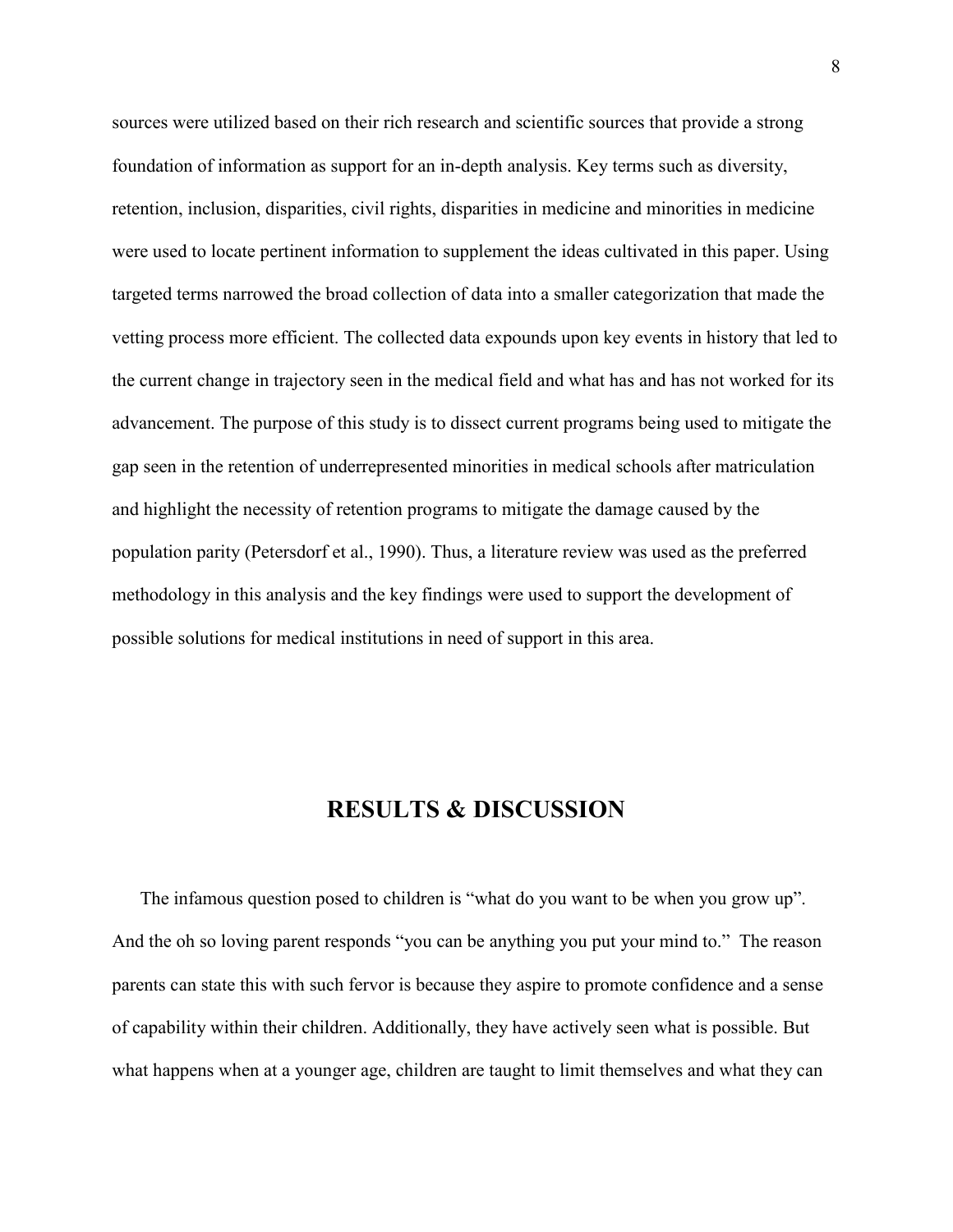sources were utilized based on their rich research and scientific sources that provide a strong foundation of information as support for an in-depth analysis. Key terms such as diversity, retention, inclusion, disparities, civil rights, disparities in medicine and minorities in medicine were used to locate pertinent information to supplement the ideas cultivated in this paper. Using targeted terms narrowed the broad collection of data into a smaller categorization that made the vetting process more efficient. The collected data expounds upon key events in history that led to the current change in trajectory seen in the medical field and what has and has not worked for its advancement. The purpose of this study is to dissect current programs being used to mitigate the gap seen in the retention of underrepresented minorities in medical schools after matriculation and highlight the necessity of retention programs to mitigate the damage caused by the population parity (Petersdorf et al., 1990). Thus, a literature review was used as the preferred methodology in this analysis and the key findings were used to support the development of possible solutions for medical institutions in need of support in this area.

# RESULTS & DISCUSSION

The infamous question posed to children is "what do you want to be when you grow up". And the oh so loving parent responds "you can be anything you put your mind to." The reason parents can state this with such fervor is because they aspire to promote confidence and a sense of capability within their children. Additionally, they have actively seen what is possible. But what happens when at a younger age, children are taught to limit themselves and what they can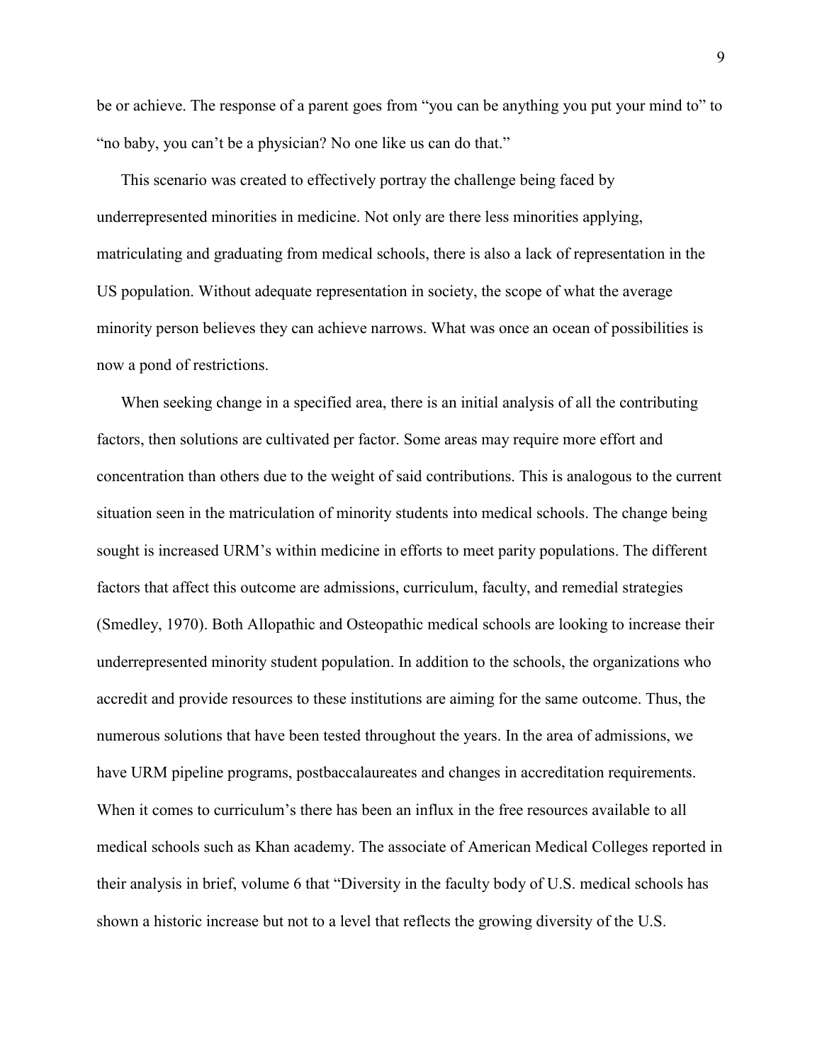be or achieve. The response of a parent goes from "you can be anything you put your mind to" to "no baby, you can't be a physician? No one like us can do that."

This scenario was created to effectively portray the challenge being faced by underrepresented minorities in medicine. Not only are there less minorities applying, matriculating and graduating from medical schools, there is also a lack of representation in the US population. Without adequate representation in society, the scope of what the average minority person believes they can achieve narrows. What was once an ocean of possibilities is now a pond of restrictions.

When seeking change in a specified area, there is an initial analysis of all the contributing factors, then solutions are cultivated per factor. Some areas may require more effort and concentration than others due to the weight of said contributions. This is analogous to the current situation seen in the matriculation of minority students into medical schools. The change being sought is increased URM's within medicine in efforts to meet parity populations. The different factors that affect this outcome are admissions, curriculum, faculty, and remedial strategies (Smedley, 1970). Both Allopathic and Osteopathic medical schools are looking to increase their underrepresented minority student population. In addition to the schools, the organizations who accredit and provide resources to these institutions are aiming for the same outcome. Thus, the numerous solutions that have been tested throughout the years. In the area of admissions, we have URM pipeline programs, postbaccalaureates and changes in accreditation requirements. When it comes to curriculum's there has been an influx in the free resources available to all medical schools such as Khan academy. The associate of American Medical Colleges reported in their analysis in brief, volume 6 that "Diversity in the faculty body of U.S. medical schools has shown a historic increase but not to a level that reflects the growing diversity of the U.S.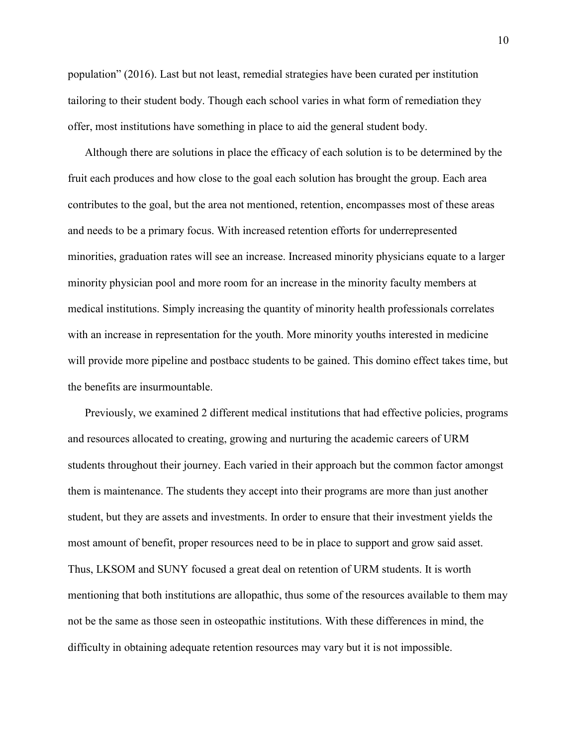population" (2016). Last but not least, remedial strategies have been curated per institution tailoring to their student body. Though each school varies in what form of remediation they offer, most institutions have something in place to aid the general student body.

Although there are solutions in place the efficacy of each solution is to be determined by the fruit each produces and how close to the goal each solution has brought the group. Each area contributes to the goal, but the area not mentioned, retention, encompasses most of these areas and needs to be a primary focus. With increased retention efforts for underrepresented minorities, graduation rates will see an increase. Increased minority physicians equate to a larger minority physician pool and more room for an increase in the minority faculty members at medical institutions. Simply increasing the quantity of minority health professionals correlates with an increase in representation for the youth. More minority youths interested in medicine will provide more pipeline and postbacc students to be gained. This domino effect takes time, but the benefits are insurmountable.

Previously, we examined 2 different medical institutions that had effective policies, programs and resources allocated to creating, growing and nurturing the academic careers of URM students throughout their journey. Each varied in their approach but the common factor amongst them is maintenance. The students they accept into their programs are more than just another student, but they are assets and investments. In order to ensure that their investment yields the most amount of benefit, proper resources need to be in place to support and grow said asset. Thus, LKSOM and SUNY focused a great deal on retention of URM students. It is worth mentioning that both institutions are allopathic, thus some of the resources available to them may not be the same as those seen in osteopathic institutions. With these differences in mind, the difficulty in obtaining adequate retention resources may vary but it is not impossible.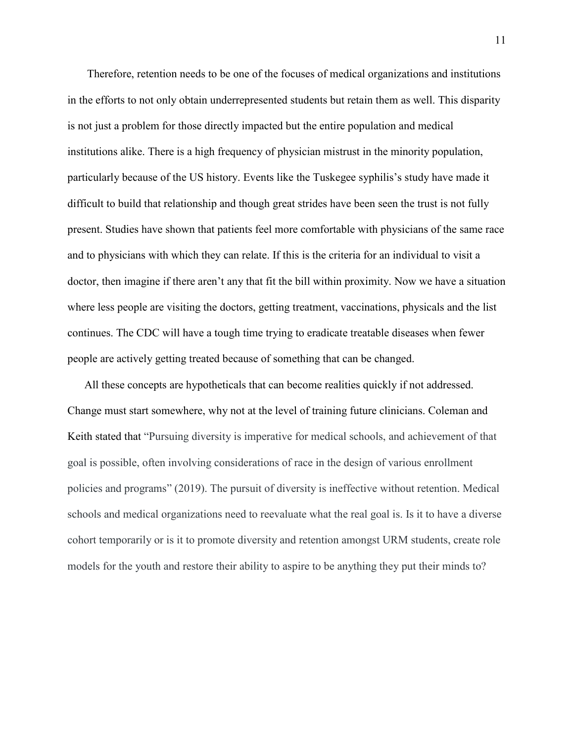Therefore, retention needs to be one of the focuses of medical organizations and institutions in the efforts to not only obtain underrepresented students but retain them as well. This disparity is not just a problem for those directly impacted but the entire population and medical institutions alike. There is a high frequency of physician mistrust in the minority population, particularly because of the US history. Events like the Tuskegee syphilis's study have made it difficult to build that relationship and though great strides have been seen the trust is not fully present. Studies have shown that patients feel more comfortable with physicians of the same race and to physicians with which they can relate. If this is the criteria for an individual to visit a doctor, then imagine if there aren't any that fit the bill within proximity. Now we have a situation where less people are visiting the doctors, getting treatment, vaccinations, physicals and the list continues. The CDC will have a tough time trying to eradicate treatable diseases when fewer people are actively getting treated because of something that can be changed.

All these concepts are hypotheticals that can become realities quickly if not addressed. Change must start somewhere, why not at the level of training future clinicians. Coleman and Keith stated that "Pursuing diversity is imperative for medical schools, and achievement of that goal is possible, often involving considerations of race in the design of various enrollment policies and programs" (2019). The pursuit of diversity is ineffective without retention. Medical schools and medical organizations need to reevaluate what the real goal is. Is it to have a diverse cohort temporarily or is it to promote diversity and retention amongst URM students, create role models for the youth and restore their ability to aspire to be anything they put their minds to?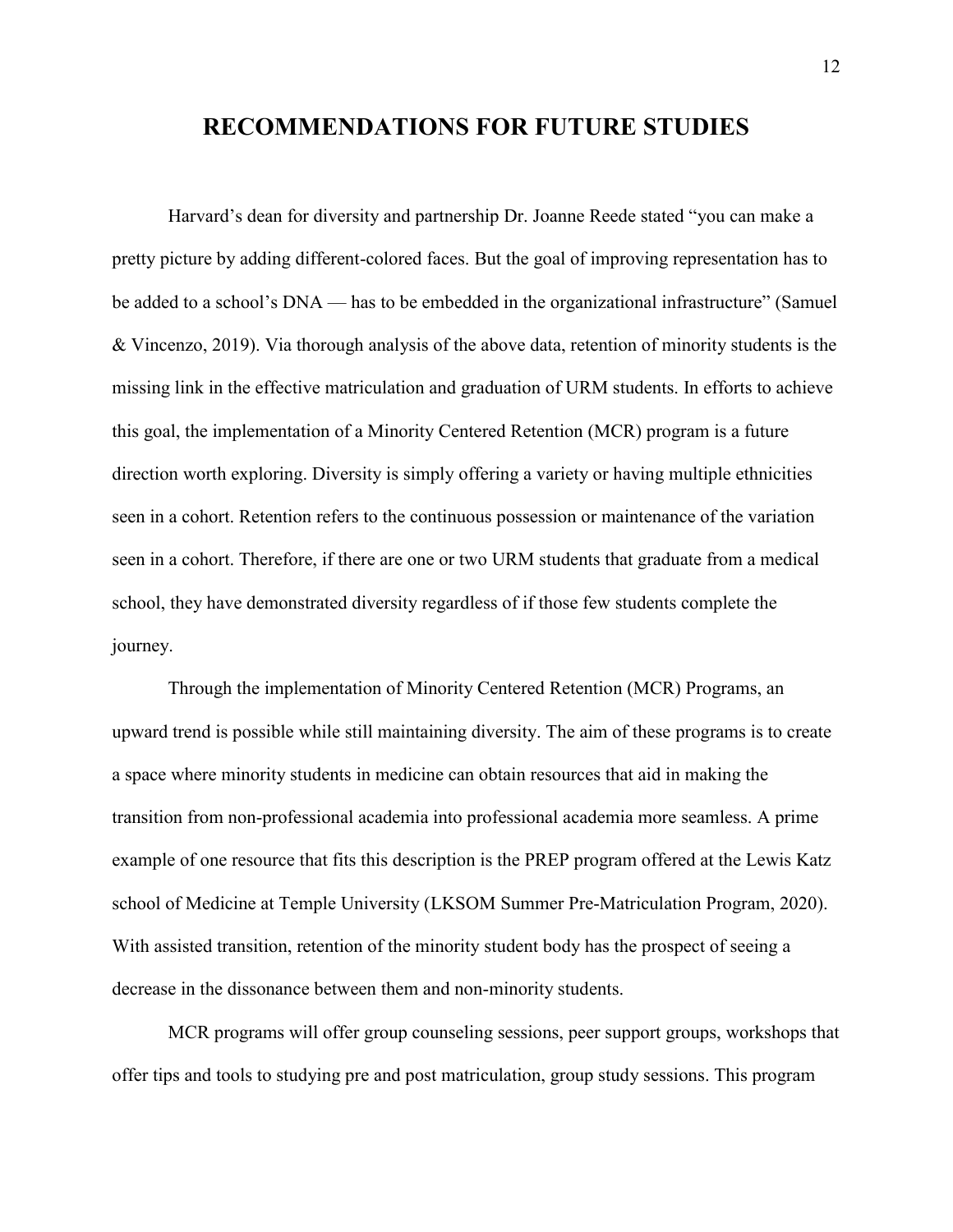# RECOMMENDATIONS FOR FUTURE STUDIES

Harvard's dean for diversity and partnership Dr. Joanne Reede stated "you can make a pretty picture by adding different-colored faces. But the goal of improving representation has to be added to a school's DNA — has to be embedded in the organizational infrastructure" (Samuel & Vincenzo, 2019). Via thorough analysis of the above data, retention of minority students is the missing link in the effective matriculation and graduation of URM students. In efforts to achieve this goal, the implementation of a Minority Centered Retention (MCR) program is a future direction worth exploring. Diversity is simply offering a variety or having multiple ethnicities seen in a cohort. Retention refers to the continuous possession or maintenance of the variation seen in a cohort. Therefore, if there are one or two URM students that graduate from a medical school, they have demonstrated diversity regardless of if those few students complete the journey.

Through the implementation of Minority Centered Retention (MCR) Programs, an upward trend is possible while still maintaining diversity. The aim of these programs is to create a space where minority students in medicine can obtain resources that aid in making the transition from non-professional academia into professional academia more seamless. A prime example of one resource that fits this description is the PREP program offered at the Lewis Katz school of Medicine at Temple University (LKSOM Summer Pre-Matriculation Program, 2020). With assisted transition, retention of the minority student body has the prospect of seeing a decrease in the dissonance between them and non-minority students.

MCR programs will offer group counseling sessions, peer support groups, workshops that offer tips and tools to studying pre and post matriculation, group study sessions. This program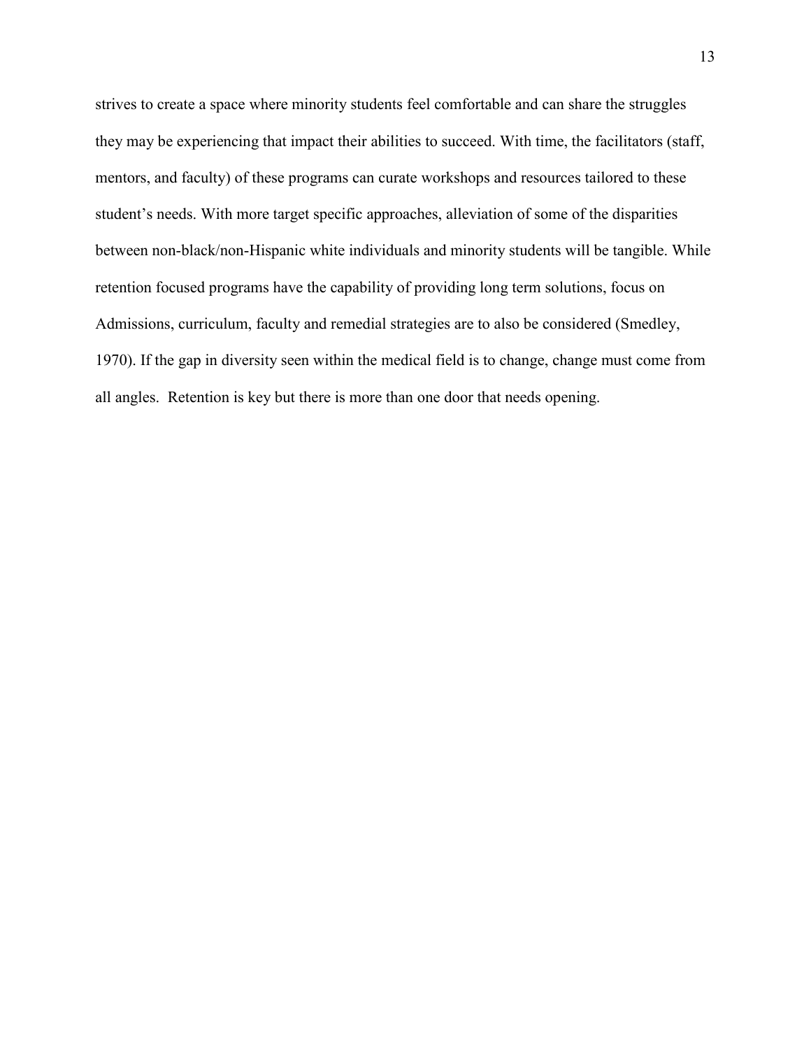strives to create a space where minority students feel comfortable and can share the struggles they may be experiencing that impact their abilities to succeed. With time, the facilitators (staff, mentors, and faculty) of these programs can curate workshops and resources tailored to these student's needs. With more target specific approaches, alleviation of some of the disparities between non-black/non-Hispanic white individuals and minority students will be tangible. While retention focused programs have the capability of providing long term solutions, focus on Admissions, curriculum, faculty and remedial strategies are to also be considered (Smedley, 1970). If the gap in diversity seen within the medical field is to change, change must come from all angles. Retention is key but there is more than one door that needs opening.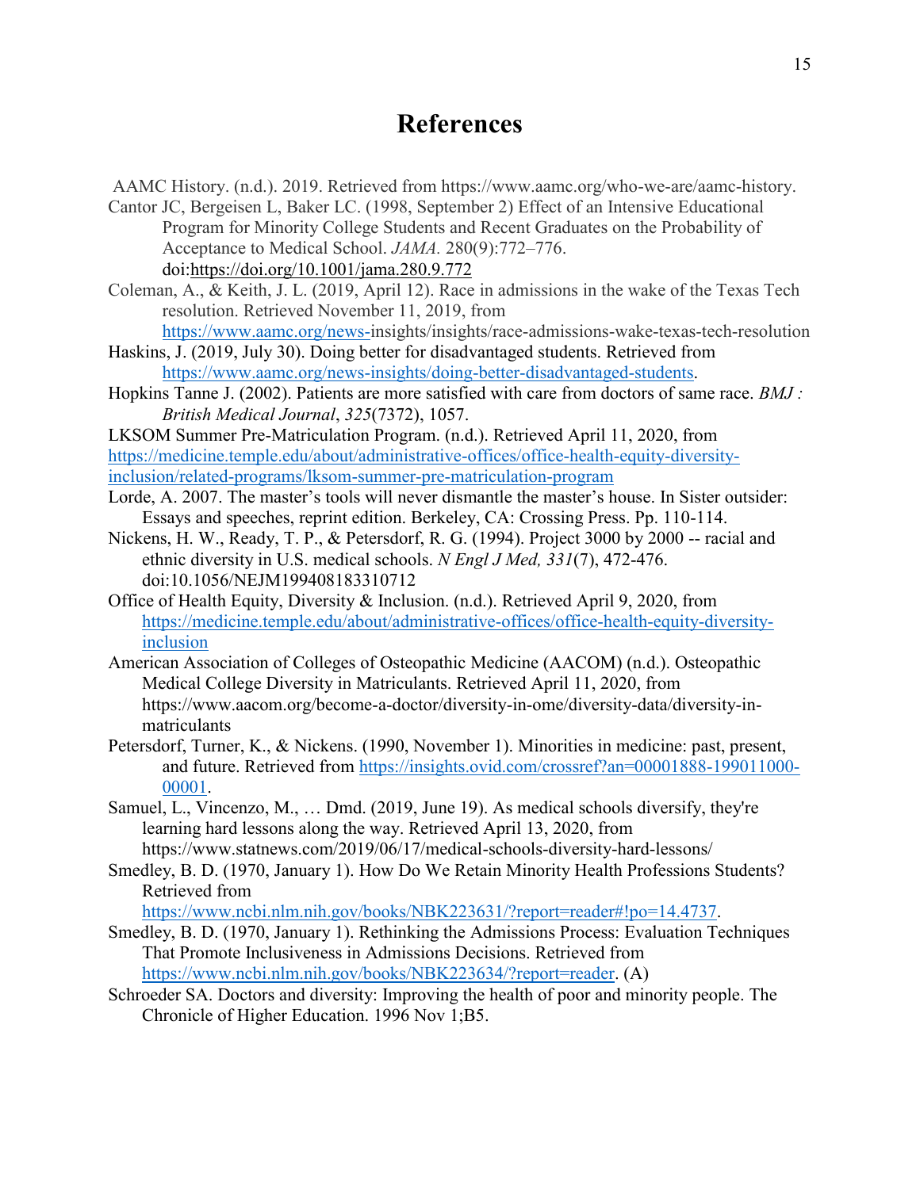# References

AAMC History. (n.d.). 2019. Retrieved from https://www.aamc.org/who-we-are/aamc-history.

Cantor JC, Bergeisen L, Baker LC. (1998, September 2) Effect of an Intensive Educational Program for Minority College Students and Recent Graduates on the Probability of Acceptance to Medical School. *JAMA.* 280(9):772–776. doi:https://doi.org/10.1001/jama.280.9.772

Coleman, A., & Keith, J. L. (2019, April 12). Race in admissions in the wake of the Texas Tech resolution. Retrieved November 11, 2019, from https://www.aamc.org/news-insights/insights/race-admissions-wake-texas-tech-resolution

Haskins, J. (2019, July 30). Doing better for disadvantaged students. Retrieved from https://www.aamc.org/news-insights/doing-better-disadvantaged-students.

Hopkins Tanne J. (2002). Patients are more satisfied with care from doctors of same race. *BMJ : British Medical Journal*, *325*(7372), 1057.

LKSOM Summer Pre-Matriculation Program. (n.d.). Retrieved April 11, 2020, from https://medicine.temple.edu/about/administrative-offices/office-health-equity-diversity-inclusion/related-programs/lksom-summer-pre-matriculation-program

Lorde, A. 2007. The master's tools will never dismantle the master's house. In Sister outsider: Essays and speeches, reprint edition. Berkeley, CA: Crossing Press. Pp. 110-114.

Nickens, H. W., Ready, T. P., & Petersdorf, R. G. (1994). Project 3000 by 2000 -- racial and ethnic diversity in U.S. medical schools. *N Engl J Med, 331*(7), 472-476. doi:10.1056/NEJM199408183310712

Office of Health Equity, Diversity & Inclusion. (n.d.). Retrieved April 9, 2020, from https://medicine.temple.edu/about/administrative-offices/office-health-equity-diversity-inclusion

American Association of Colleges of Osteopathic Medicine (AACOM) (n.d.). Osteopathic Medical College Diversity in Matriculants. Retrieved April 11, 2020, from https://www.aacom.org/become-a-doctor/diversity-in-ome/diversity-data/diversity-in-matriculants

Petersdorf, Turner, K., & Nickens. (1990, November 1). Minorities in medicine: past, present, and future. Retrieved from https://insights.ovid.com/crossref?an=00001888-199011000-00001.

Samuel, L., Vincenzo, M., … Dmd. (2019, June 19). As medical schools diversify, they're learning hard lessons along the way. Retrieved April 13, 2020, from https://www.statnews.com/2019/06/17/medical-schools-diversity-hard-lessons/

Smedley, B. D. (1970, January 1). How Do We Retain Minority Health Professions Students? Retrieved from https://www.ncbi.nlm.nih.gov/books/NBK223631/?report=reader#!po=14.4737.

Smedley, B. D. (1970, January 1). Rethinking the Admissions Process: Evaluation Techniques That Promote Inclusiveness in Admissions Decisions. Retrieved from https://www.ncbi.nlm.nih.gov/books/NBK223634/?report=reader. (A)

Schroeder SA. Doctors and diversity: Improving the health of poor and minority people. The Chronicle of Higher Education. 1996 Nov 1;B5.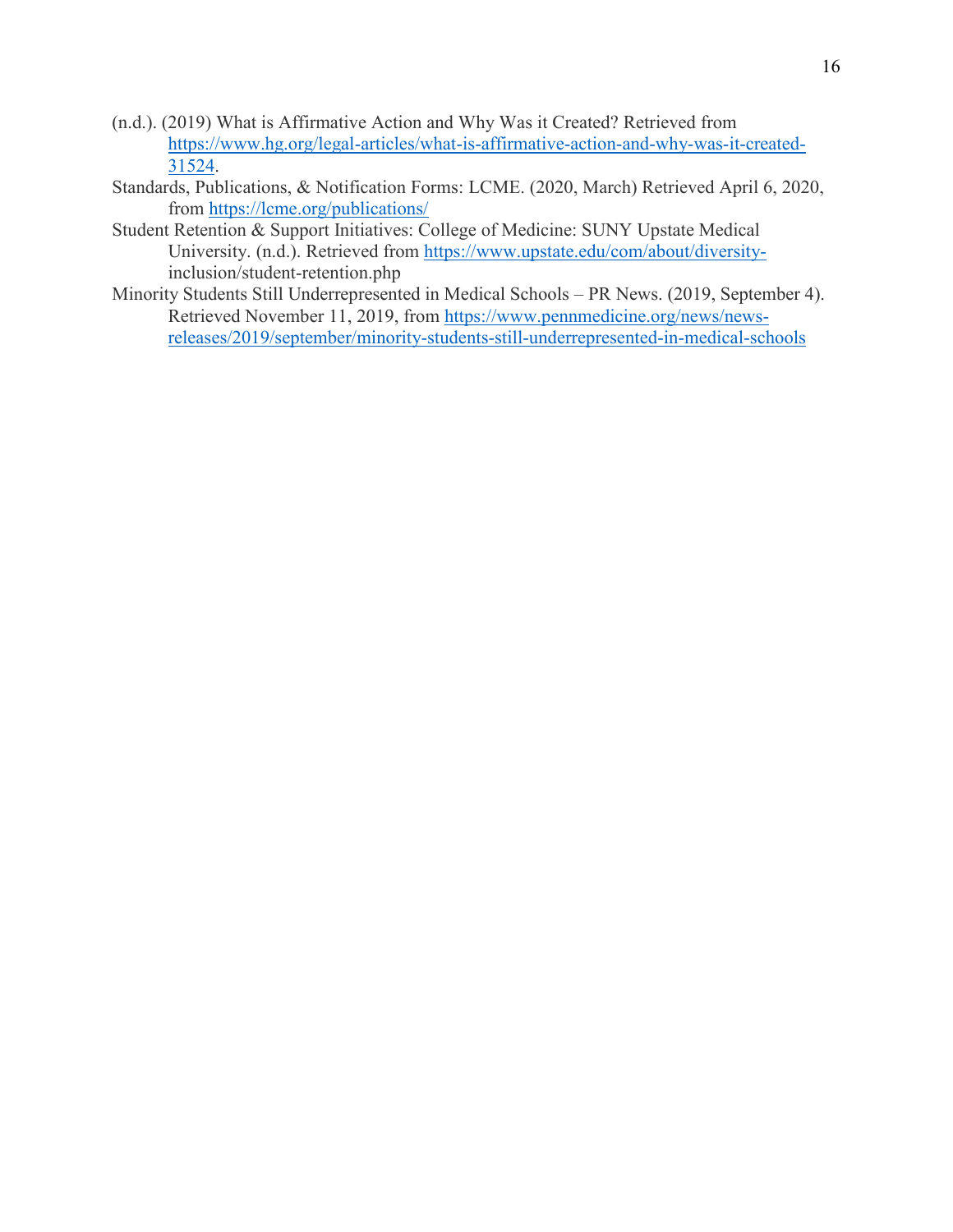(n.d.). (2019) What is Affirmative Action and Why Was it Created? Retrieved from https://www.hg.org/legal-articles/what-is-affirmative-action-and-why-was-it-created-31524.

Standards, Publications, & Notification Forms: LCME. (2020, March) Retrieved April 6, 2020, from https://lcme.org/publications/

Student Retention & Support Initiatives: College of Medicine: SUNY Upstate Medical University. (n.d.). Retrieved from https://www.upstate.edu/com/about/diversity-inclusion/student-retention.php

Minority Students Still Underrepresented in Medical Schools – PR News. (2019, September 4). Retrieved November 11, 2019, from https://www.pennmedicine.org/news/news-releases/2019/september/minority-students-still-underrepresented-in-medical-schools